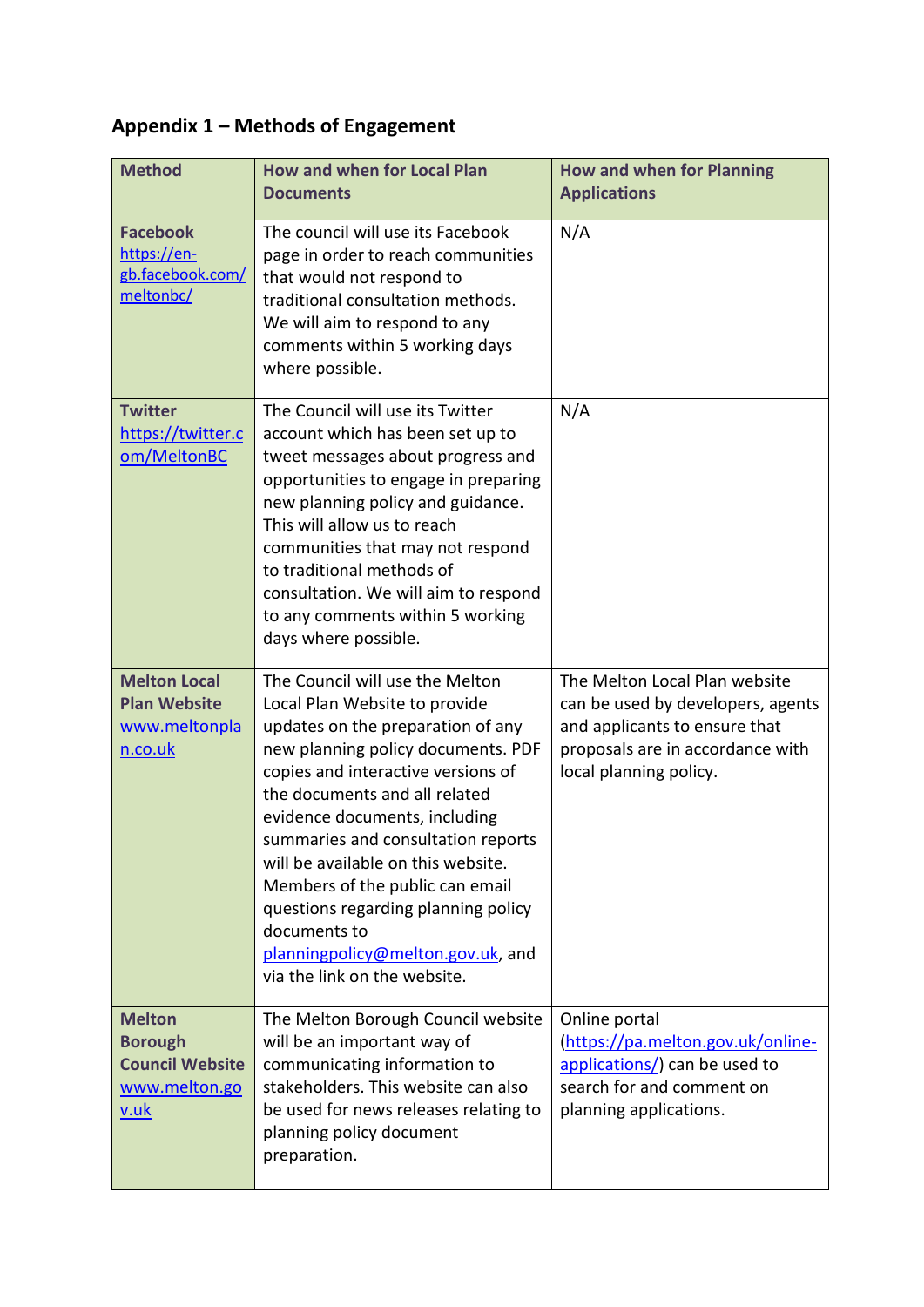## Appendix 1 – Methods of Engagement

| Method | How and when for Local Plan Documents | How and when for Planning Applications |
|---|---|---|
| **Facebook** https://en-gb.facebook.com/meltonbc/ | The council will use its Facebook page in order to reach communities that would not respond to traditional consultation methods. We will aim to respond to any comments within 5 working days where possible. | N/A |
| **Twitter** https://twitter.com/MeltonBC | The Council will use its Twitter account which has been set up to tweet messages about progress and opportunities to engage in preparing new planning policy and guidance. This will allow us to reach communities that may not respond to traditional methods of consultation. We will aim to respond to any comments within 5 working days where possible. | N/A |
| **Melton Local Plan Website** www.meltonplan.co.uk | The Council will use the Melton Local Plan Website to provide updates on the preparation of any new planning policy documents. PDF copies and interactive versions of the documents and all related evidence documents, including summaries and consultation reports will be available on this website. Members of the public can email questions regarding planning policy documents to planningpolicy@melton.gov.uk, and via the link on the website. | The Melton Local Plan website can be used by developers, agents and applicants to ensure that proposals are in accordance with local planning policy. |
| **Melton Borough Council Website** www.melton.gov.uk | The Melton Borough Council website will be an important way of communicating information to stakeholders. This website can also be used for news releases relating to planning policy document preparation. | Online portal (https://pa.melton.gov.uk/online-applications/) can be used to search for and comment on planning applications. |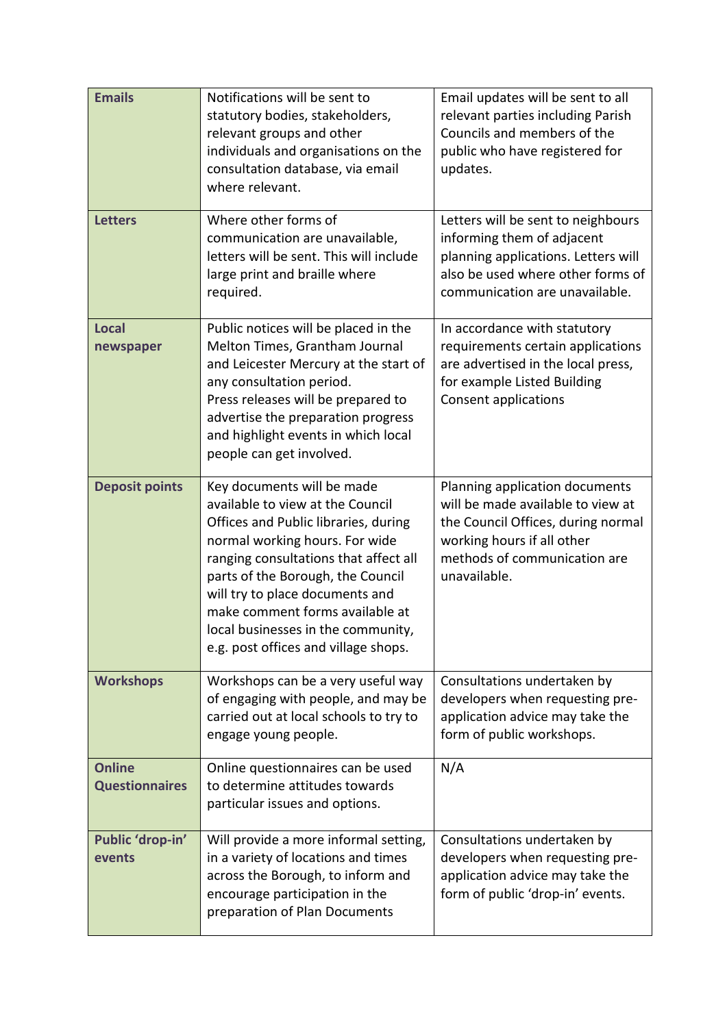| | | |
|---|---|---|
| **Emails** | Notifications will be sent to statutory bodies, stakeholders, relevant groups and other individuals and organisations on the consultation database, via email where relevant. | Email updates will be sent to all relevant parties including Parish Councils and members of the public who have registered for updates. |
| **Letters** | Where other forms of communication are unavailable, letters will be sent. This will include large print and braille where required. | Letters will be sent to neighbours informing them of adjacent planning applications. Letters will also be used where other forms of communication are unavailable. |
| **Local newspaper** | Public notices will be placed in the Melton Times, Grantham Journal and Leicester Mercury at the start of any consultation period. Press releases will be prepared to advertise the preparation progress and highlight events in which local people can get involved. | In accordance with statutory requirements certain applications are advertised in the local press, for example Listed Building Consent applications |
| **Deposit points** | Key documents will be made available to view at the Council Offices and Public libraries, during normal working hours. For wide ranging consultations that affect all parts of the Borough, the Council will try to place documents and make comment forms available at local businesses in the community, e.g. post offices and village shops. | Planning application documents will be made available to view at the Council Offices, during normal working hours if all other methods of communication are unavailable. |
| **Workshops** | Workshops can be a very useful way of engaging with people, and may be carried out at local schools to try to engage young people. | Consultations undertaken by developers when requesting pre-application advice may take the form of public workshops. |
| **Online Questionnaires** | Online questionnaires can be used to determine attitudes towards particular issues and options. | N/A |
| **Public 'drop-in' events** | Will provide a more informal setting, in a variety of locations and times across the Borough, to inform and encourage participation in the preparation of Plan Documents | Consultations undertaken by developers when requesting pre-application advice may take the form of public 'drop-in' events. |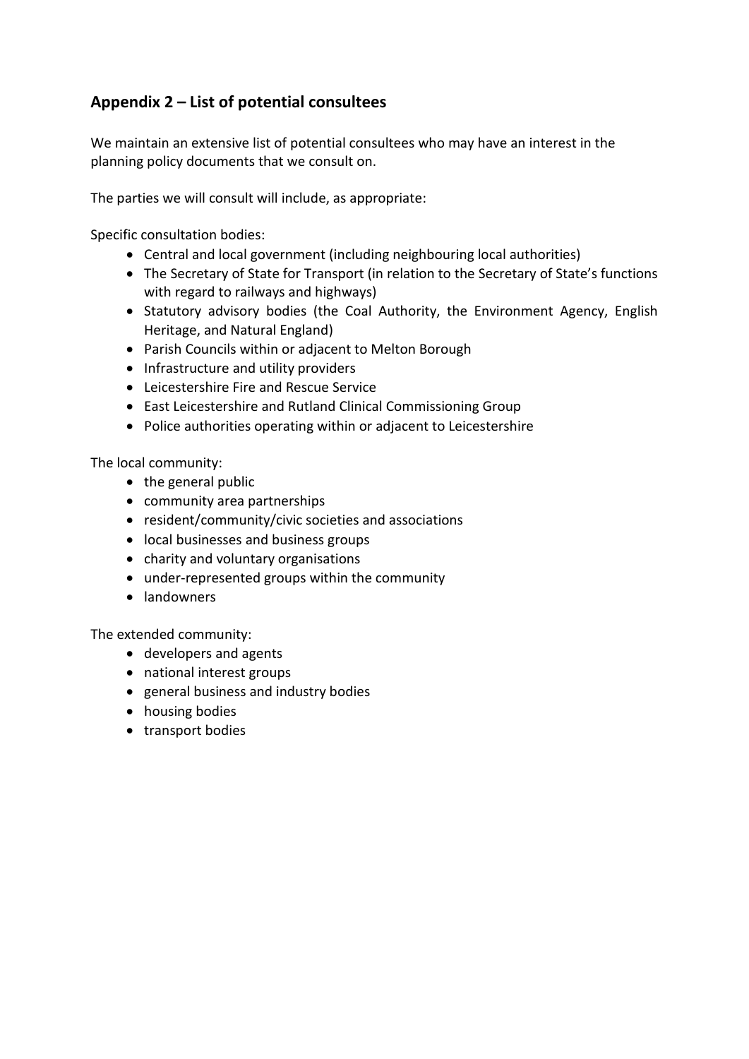## Appendix 2 – List of potential consultees

We maintain an extensive list of potential consultees who may have an interest in the planning policy documents that we consult on.

The parties we will consult will include, as appropriate:

Specific consultation bodies:

- Central and local government (including neighbouring local authorities)
- The Secretary of State for Transport (in relation to the Secretary of State's functions with regard to railways and highways)
- Statutory advisory bodies (the Coal Authority, the Environment Agency, English Heritage, and Natural England)
- Parish Councils within or adjacent to Melton Borough
- Infrastructure and utility providers
- Leicestershire Fire and Rescue Service
- East Leicestershire and Rutland Clinical Commissioning Group
- Police authorities operating within or adjacent to Leicestershire

The local community:

- the general public
- community area partnerships
- resident/community/civic societies and associations
- local businesses and business groups
- charity and voluntary organisations
- under-represented groups within the community
- landowners

The extended community:

- developers and agents
- national interest groups
- general business and industry bodies
- housing bodies
- transport bodies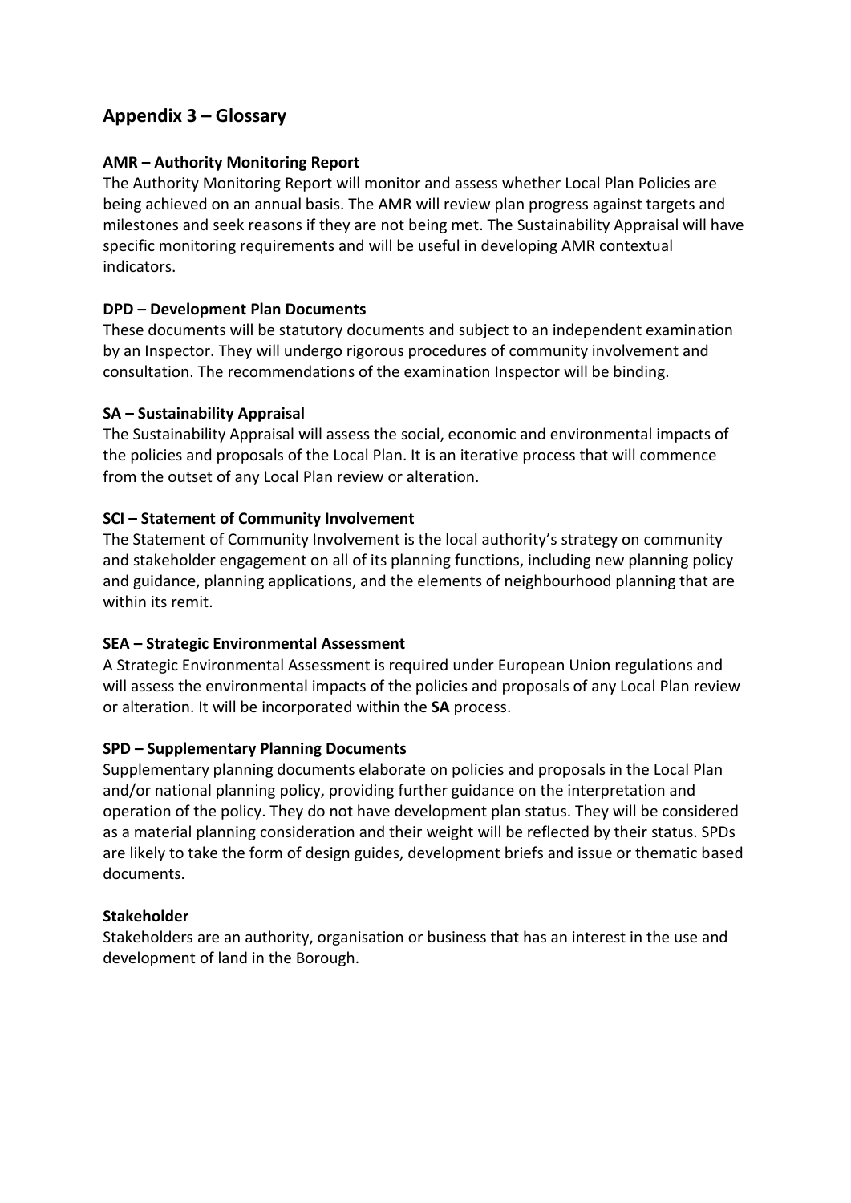## Appendix 3 – Glossary

**AMR – Authority Monitoring Report**
The Authority Monitoring Report will monitor and assess whether Local Plan Policies are being achieved on an annual basis. The AMR will review plan progress against targets and milestones and seek reasons if they are not being met. The Sustainability Appraisal will have specific monitoring requirements and will be useful in developing AMR contextual indicators.

**DPD – Development Plan Documents**
These documents will be statutory documents and subject to an independent examination by an Inspector. They will undergo rigorous procedures of community involvement and consultation. The recommendations of the examination Inspector will be binding.

**SA – Sustainability Appraisal**
The Sustainability Appraisal will assess the social, economic and environmental impacts of the policies and proposals of the Local Plan. It is an iterative process that will commence from the outset of any Local Plan review or alteration.

**SCI – Statement of Community Involvement**
The Statement of Community Involvement is the local authority's strategy on community and stakeholder engagement on all of its planning functions, including new planning policy and guidance, planning applications, and the elements of neighbourhood planning that are within its remit.

**SEA – Strategic Environmental Assessment**
A Strategic Environmental Assessment is required under European Union regulations and will assess the environmental impacts of the policies and proposals of any Local Plan review or alteration. It will be incorporated within the **SA** process.

**SPD – Supplementary Planning Documents**
Supplementary planning documents elaborate on policies and proposals in the Local Plan and/or national planning policy, providing further guidance on the interpretation and operation of the policy. They do not have development plan status. They will be considered as a material planning consideration and their weight will be reflected by their status. SPDs are likely to take the form of design guides, development briefs and issue or thematic based documents.

**Stakeholder**
Stakeholders are an authority, organisation or business that has an interest in the use and development of land in the Borough.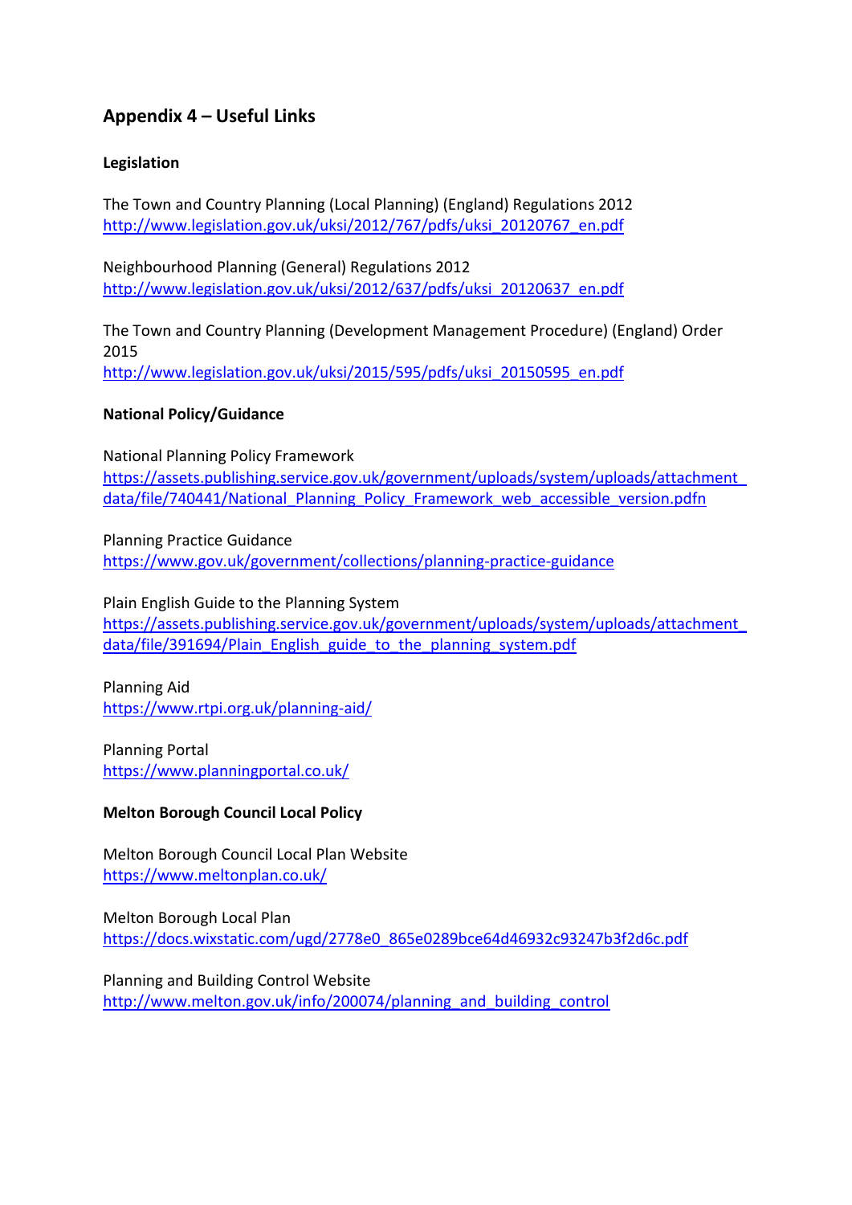## Appendix 4 – Useful Links

**Legislation**

The Town and Country Planning (Local Planning) (England) Regulations 2012
http://www.legislation.gov.uk/uksi/2012/767/pdfs/uksi_20120767_en.pdf

Neighbourhood Planning (General) Regulations 2012
http://www.legislation.gov.uk/uksi/2012/637/pdfs/uksi_20120637_en.pdf

The Town and Country Planning (Development Management Procedure) (England) Order 2015
http://www.legislation.gov.uk/uksi/2015/595/pdfs/uksi_20150595_en.pdf

**National Policy/Guidance**

National Planning Policy Framework
https://assets.publishing.service.gov.uk/government/uploads/system/uploads/attachment_data/file/740441/National_Planning_Policy_Framework_web_accessible_version.pdfn

Planning Practice Guidance
https://www.gov.uk/government/collections/planning-practice-guidance

Plain English Guide to the Planning System
https://assets.publishing.service.gov.uk/government/uploads/system/uploads/attachment_data/file/391694/Plain_English_guide_to_the_planning_system.pdf

Planning Aid
https://www.rtpi.org.uk/planning-aid/

Planning Portal
https://www.planningportal.co.uk/

**Melton Borough Council Local Policy**

Melton Borough Council Local Plan Website
https://www.meltonplan.co.uk/

Melton Borough Local Plan
https://docs.wixstatic.com/ugd/2778e0_865e0289bce64d46932c93247b3f2d6c.pdf

Planning and Building Control Website
http://www.melton.gov.uk/info/200074/planning_and_building_control